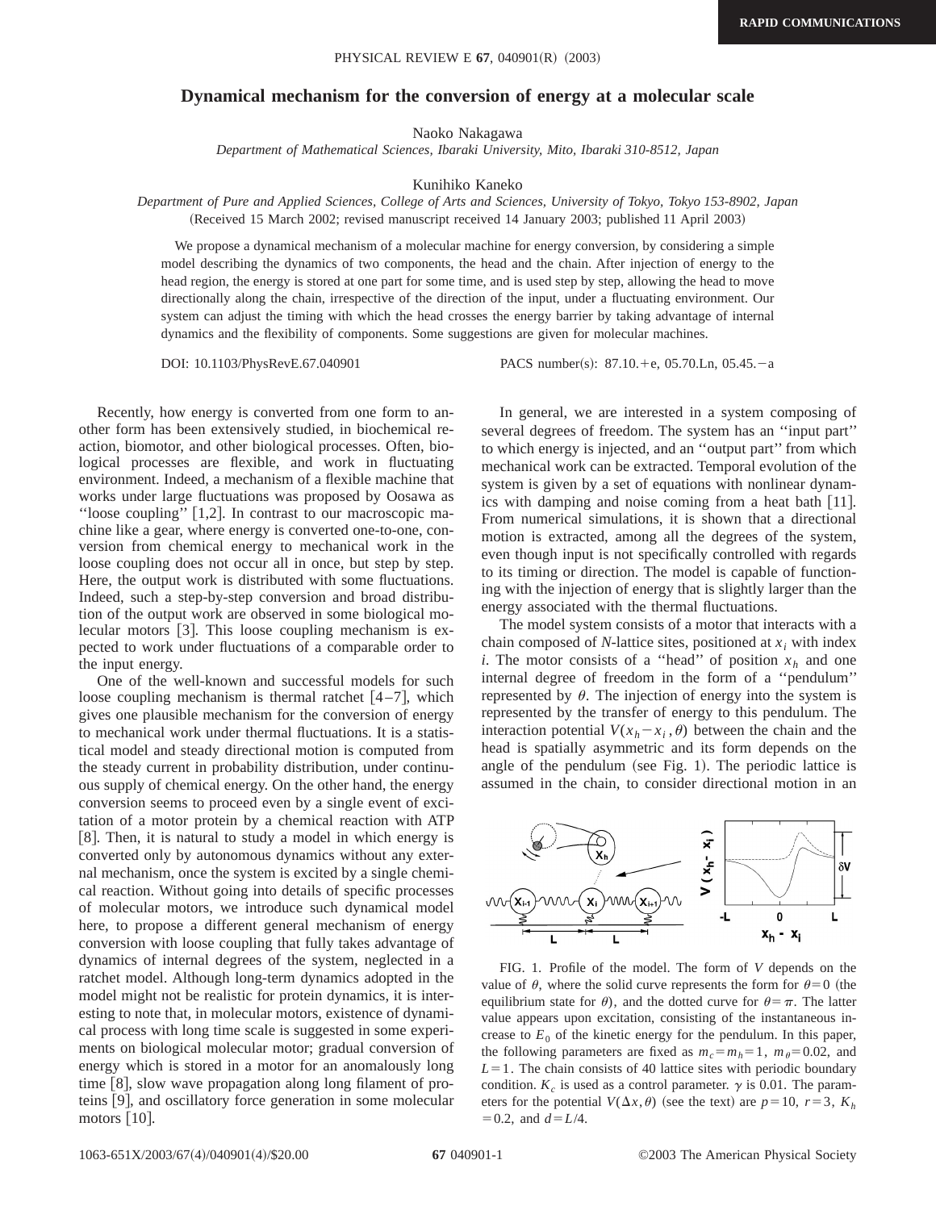RAPID COMMUNICATIONS

# Dynamical mechanism for the conversion of energy at a molecular scale

Naoko Nakagawa

*Department of Mathematical Sciences, Ibaraki University, Mito, Ibaraki 310-8512, Japan*

Kunihiko Kaneko

*Department of Pure and Applied Sciences, College of Arts and Sciences, University of Tokyo, Tokyo 153-8902, Japan*

(Received 15 March 2002; revised manuscript received 14 January 2003; published 11 April 2003)

We propose a dynamical mechanism of a molecular machine for energy conversion, by considering a simple model describing the dynamics of two components, the head and the chain. After injection of energy to the head region, the energy is stored at one part for some time, and is used step by step, allowing the head to move directionally along the chain, irrespective of the direction of the input, under a fluctuating environment. Our system can adjust the timing with which the head crosses the energy barrier by taking advantage of internal dynamics and the flexibility of components. Some suggestions are given for molecular machines.

DOI: 10.1103/PhysRevE.67.040901 PACS number(s): 87.10.+e, 05.70.Ln, 05.45.−a

Recently, how energy is converted from one form to another form has been extensively studied, in biochemical reaction, biomotor, and other biological processes. Often, biological processes are flexible, and work in fluctuating environment. Indeed, a mechanism of a flexible machine that works under large fluctuations was proposed by Oosawa as ''loose coupling'' [1,2]. In contrast to our macroscopic machine like a gear, where energy is converted one-to-one, conversion from chemical energy to mechanical work in the loose coupling does not occur all in once, but step by step. Here, the output work is distributed with some fluctuations. Indeed, such a step-by-step conversion and broad distribution of the output work are observed in some biological molecular motors [3]. This loose coupling mechanism is expected to work under fluctuations of a comparable order to the input energy.

One of the well-known and successful models for such loose coupling mechanism is thermal ratchet [4–7], which gives one plausible mechanism for the conversion of energy to mechanical work under thermal fluctuations. It is a statistical model and steady directional motion is computed from the steady current in probability distribution, under continuous supply of chemical energy. On the other hand, the energy conversion seems to proceed even by a single event of excitation of a motor protein by a chemical reaction with ATP [8]. Then, it is natural to study a model in which energy is converted only by autonomous dynamics without any external mechanism, once the system is excited by a single chemical reaction. Without going into details of specific processes of molecular motors, we introduce such dynamical model here, to propose a different general mechanism of energy conversion with loose coupling that fully takes advantage of dynamics of internal degrees of the system, neglected in a ratchet model. Although long-term dynamics adopted in the model might not be realistic for protein dynamics, it is interesting to note that, in molecular motors, existence of dynamical process with long time scale is suggested in some experiments on biological molecular motor; gradual conversion of energy which is stored in a motor for an anomalously long time [8], slow wave propagation along long filament of proteins [9], and oscillatory force generation in some molecular motors [10].

In general, we are interested in a system composing of several degrees of freedom. The system has an ''input part'' to which energy is injected, and an ''output part'' from which mechanical work can be extracted. Temporal evolution of the system is given by a set of equations with nonlinear dynamics with damping and noise coming from a heat bath [11]. From numerical simulations, it is shown that a directional motion is extracted, among all the degrees of the system, even though input is not specifically controlled with regards to its timing or direction. The model is capable of functioning with the injection of energy that is slightly larger than the energy associated with the thermal fluctuations.

The model system consists of a motor that interacts with a chain composed of $N$-lattice sites, positioned at $x_i$ with index $i$. The motor consists of a ''head'' of position $x_h$ and one internal degree of freedom in the form of a ''pendulum'' represented by $\theta$. The injection of energy into the system is represented by the transfer of energy to this pendulum. The interaction potential $V(x_h-x_i,\theta)$ between the chain and the head is spatially asymmetric and its form depends on the angle of the pendulum (see Fig. 1). The periodic lattice is assumed in the chain, to consider directional motion in an

FIG. 1. Profile of the model. The form of $V$ depends on the value of $\theta$, where the solid curve represents the form for $\theta=0$ (the equilibrium state for $\theta$), and the dotted curve for $\theta=\pi$. The latter value appears upon excitation, consisting of the instantaneous increase to $E_0$ of the kinetic energy for the pendulum. In this paper, the following parameters are fixed as $m_c=m_h=1$, $m_\theta=0.02$, and $L=1$. The chain consists of 40 lattice sites with periodic boundary condition. $K_c$ is used as a control parameter. $\gamma$ is 0.01. The parameters for the potential $V(\Delta x,\theta)$ (see the text) are $p=10$, $r=3$, $K_h=0.2$, and $d=L/4$.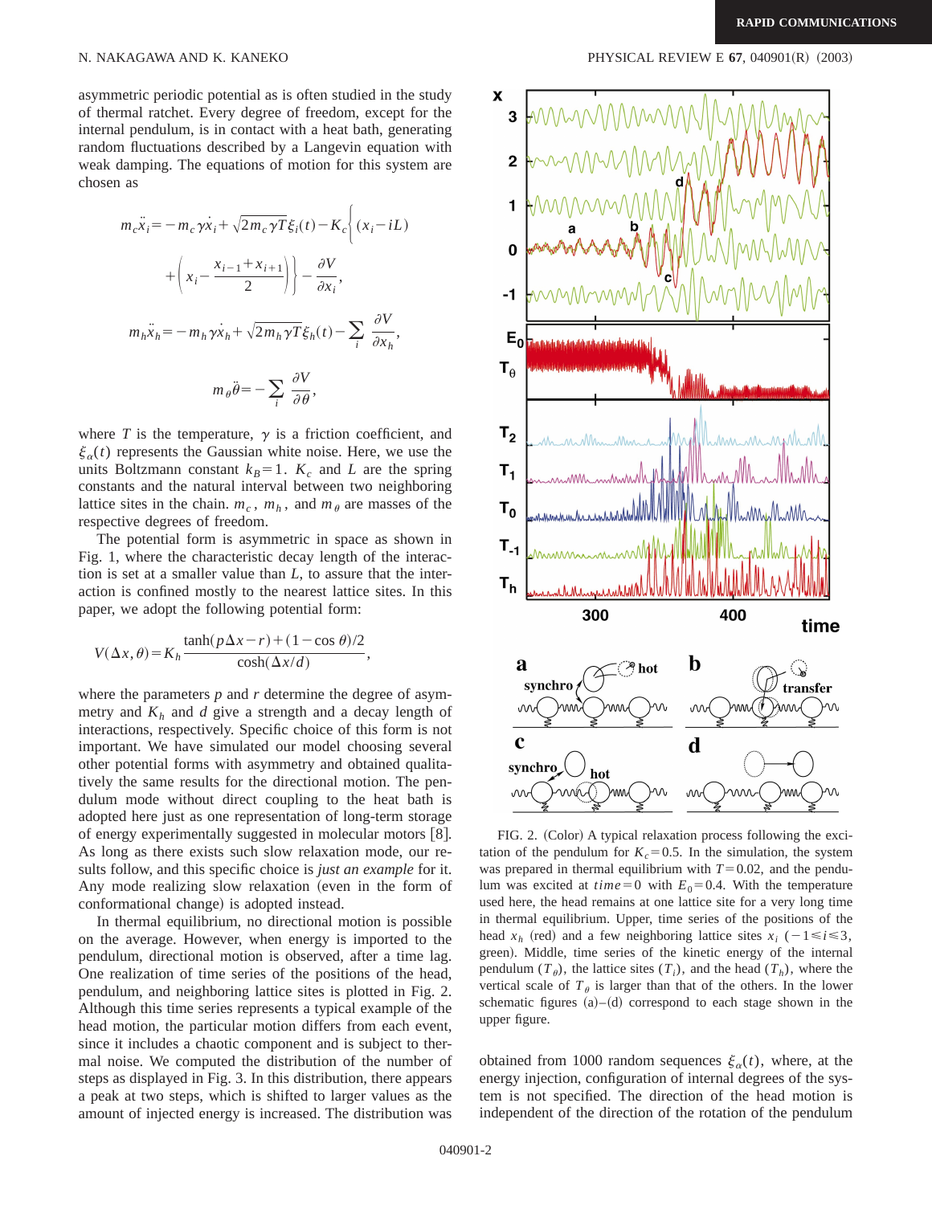asymmetric periodic potential as is often studied in the study of thermal ratchet. Every degree of freedom, except for the internal pendulum, is in contact with a heat bath, generating random fluctuations described by a Langevin equation with weak damping. The equations of motion for this system are chosen as

$$m_c \ddot{x}_i = -m_c \gamma \dot{x}_i + \sqrt{2 m_c \gamma T}\xi_i(t) - K_c \left\{ (x_i - iL) + \left( x_i - \frac{x_{i-1}+x_{i+1}}{2} \right) \right\} - \frac{\partial V}{\partial x_i},$$

$$m_h \ddot{x}_h = -m_h \gamma \dot{x}_h + \sqrt{2 m_h \gamma T}\xi_h(t) - \sum_i \frac{\partial V}{\partial x_h},$$

$$m_\theta \ddot{\theta} = -\sum_i \frac{\partial V}{\partial \theta},$$

where $T$ is the temperature, $\gamma$ is a friction coefficient, and $\xi_\alpha(t)$ represents the Gaussian white noise. Here, we use the units Boltzmann constant $k_B = 1$. $K_c$ and $L$ are the spring constants and the natural interval between two neighboring lattice sites in the chain. $m_c$, $m_h$, and $m_\theta$ are masses of the respective degrees of freedom.

The potential form is asymmetric in space as shown in Fig. 1, where the characteristic decay length of the interaction is set at a smaller value than $L$, to assure that the interaction is confined mostly to the nearest lattice sites. In this paper, we adopt the following potential form:

$$V(\Delta x, \theta) = K_h \frac{\tanh(p\Delta x - r) + (1-\cos\theta)/2}{\cosh(\Delta x / d)},$$

where the parameters $p$ and $r$ determine the degree of asymmetry and $K_h$ and $d$ give a strength and a decay length of interactions, respectively. Specific choice of this form is not important. We have simulated our model choosing several other potential forms with asymmetry and obtained qualitatively the same results for the directional motion. The pendulum mode without direct coupling to the heat bath is adopted here just as one representation of long-term storage of energy experimentally suggested in molecular motors [8]. As long as there exists such slow relaxation mode, our results follow, and this specific choice is *just an example* for it. Any mode realizing slow relaxation (even in the form of conformational change) is adopted instead.

In thermal equilibrium, no directional motion is possible on the average. However, when energy is imported to the pendulum, directional motion is observed, after a time lag. One realization of time series of the positions of the head, pendulum, and neighboring lattice sites is plotted in Fig. 2. Although this time series represents a typical example of the head motion, the particular motion differs from each event, since it includes a chaotic component and is subject to thermal noise. We computed the distribution of the number of steps as displayed in Fig. 3. In this distribution, there appears a peak at two steps, which is shifted to larger values as the amount of injected energy is increased. The distribution was obtained from 1000 random sequences $\xi_\alpha(t)$, where, at the energy injection, configuration of internal degrees of the system is not specified. The direction of the head motion is independent of the direction of the rotation of the pendulum

FIG. 2. (Color) A typical relaxation process following the excitation of the pendulum for $K_c = 0.5$. In the simulation, the system was prepared in thermal equilibrium with $T = 0.02$, and the pendulum was excited at *time* = 0 with $E_0 = 0.4$. With the temperature used here, the head remains at one lattice site for a very long time in thermal equilibrium. Upper, time series of the positions of the head $x_h$ (red) and a few neighboring lattice sites $x_i$ $(-1 \leqslant i \leqslant 3$, green). Middle, time series of the kinetic energy of the internal pendulum $(T_\theta)$, the lattice sites $(T_i)$, and the head $(T_h)$, where the vertical scale of $T_\theta$ is larger than that of the others. In the lower schematic figures (a)–(d) correspond to each stage shown in the upper figure.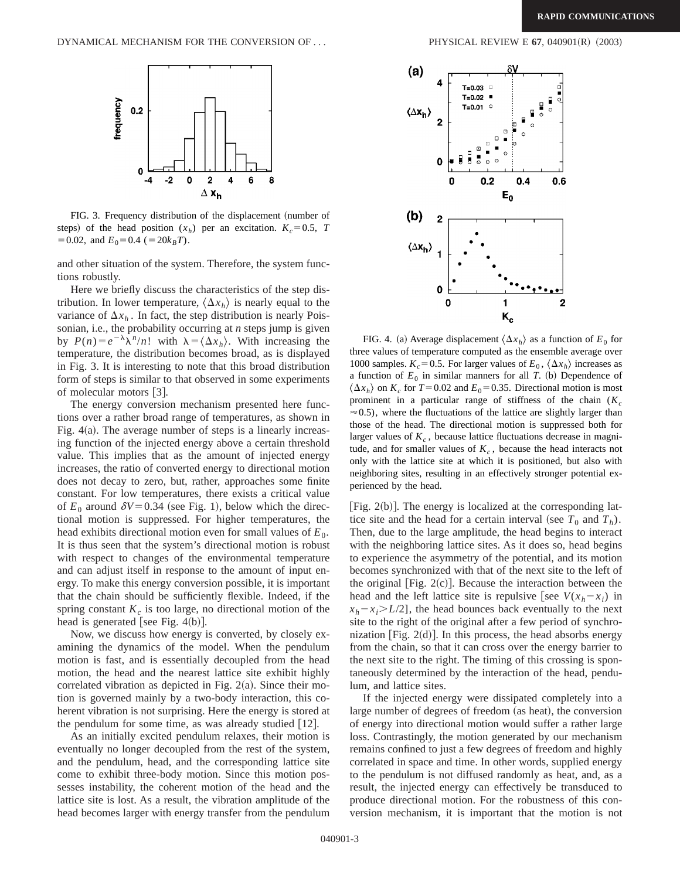FIG. 3. Frequency distribution of the displacement (number of steps) of the head position ($x_h$) per an excitation. $K_c = 0.5$, $T = 0.02$, and $E_0 = 0.4$ ($= 20k_BT$).

and other situation of the system. Therefore, the system functions robustly.

Here we briefly discuss the characteristics of the step distribution. In lower temperature, $\langle \Delta x_h \rangle$ is nearly equal to the variance of $\Delta x_h$. In fact, the step distribution is nearly Poissonian, i.e., the probability occurring at $n$ steps jump is given by $P(n) = e^{-\lambda}\lambda^n/n!$ with $\lambda = \langle \Delta x_h \rangle$. With increasing the temperature, the distribution becomes broad, as is displayed in Fig. 3. It is interesting to note that this broad distribution form of steps is similar to that observed in some experiments of molecular motors [3].

The energy conversion mechanism presented here functions over a rather broad range of temperatures, as shown in Fig. 4(a). The average number of steps is a linearly increasing function of the injected energy above a certain threshold value. This implies that as the amount of injected energy increases, the ratio of converted energy to directional motion does not decay to zero, but, rather, approaches some finite constant. For low temperatures, there exists a critical value of $E_0$ around $\delta V = 0.34$ (see Fig. 1), below which the directional motion is suppressed. For higher temperatures, the head exhibits directional motion even for small values of $E_0$. It is thus seen that the system's directional motion is robust with respect to changes of the environmental temperature and can adjust itself in response to the amount of input energy. To make this energy conversion possible, it is important that the chain should be sufficiently flexible. Indeed, if the spring constant $K_c$ is too large, no directional motion of the head is generated [see Fig. 4(b)].

Now, we discuss how energy is converted, by closely examining the dynamics of the model. When the pendulum motion is fast, and is essentially decoupled from the head motion, the head and the nearest lattice site exhibit highly correlated vibration as depicted in Fig. 2(a). Since their motion is governed mainly by a two-body interaction, this coherent vibration is not surprising. Here the energy is stored at the pendulum for some time, as was already studied [12].

As an initially excited pendulum relaxes, their motion is eventually no longer decoupled from the rest of the system, and the pendulum, head, and the corresponding lattice site come to exhibit three-body motion. Since this motion possesses instability, the coherent motion of the head and the lattice site is lost. As a result, the vibration amplitude of the head becomes larger with energy transfer from the pendulum [Fig. 2(b)]. The energy is localized at the corresponding lattice site and the head for a certain interval (see $T_0$ and $T_h$). Then, due to the large amplitude, the head begins to interact with the neighboring lattice sites. As it does so, head begins to experience the asymmetry of the potential, and its motion becomes synchronized with that of the next site to the left of the original [Fig. 2(c)]. Because the interaction between the head and the left lattice site is repulsive [see $V(x_h - x_i)$ in $x_h - x_i > L/2$], the head bounces back eventually to the next site to the right of the original after a few period of synchronization [Fig. 2(d)]. In this process, the head absorbs energy from the chain, so that it can cross over the energy barrier to the next site to the right. The timing of this crossing is spontaneously determined by the interaction of the head, pendulum, and lattice sites.

FIG. 4. (a) Average displacement $\langle \Delta x_h \rangle$ as a function of $E_0$ for three values of temperature computed as the ensemble average over 1000 samples. $K_c = 0.5$. For larger values of $E_0$, $\langle \Delta x_h \rangle$ increases as a function of $E_0$ in similar manners for all $T$. (b) Dependence of $\langle \Delta x_h \rangle$ on $K_c$ for $T = 0.02$ and $E_0 = 0.35$. Directional motion is most prominent in a particular range of stiffness of the chain ($K_c \approx 0.5$), where the fluctuations of the lattice are slightly larger than those of the head. The directional motion is suppressed both for larger values of $K_c$, because lattice fluctuations decrease in magnitude, and for smaller values of $K_c$, because the head interacts not only with the lattice site at which it is positioned, but also with neighboring sites, resulting in an effectively stronger potential experienced by the head.

If the injected energy were dissipated completely into a large number of degrees of freedom (as heat), the conversion of energy into directional motion would suffer a rather large loss. Contrastingly, the motion generated by our mechanism remains confined to just a few degrees of freedom and highly correlated in space and time. In other words, supplied energy to the pendulum is not diffused randomly as heat, and, as a result, the injected energy can effectively be transduced to produce directional motion. For the robustness of this conversion mechanism, it is important that the motion is not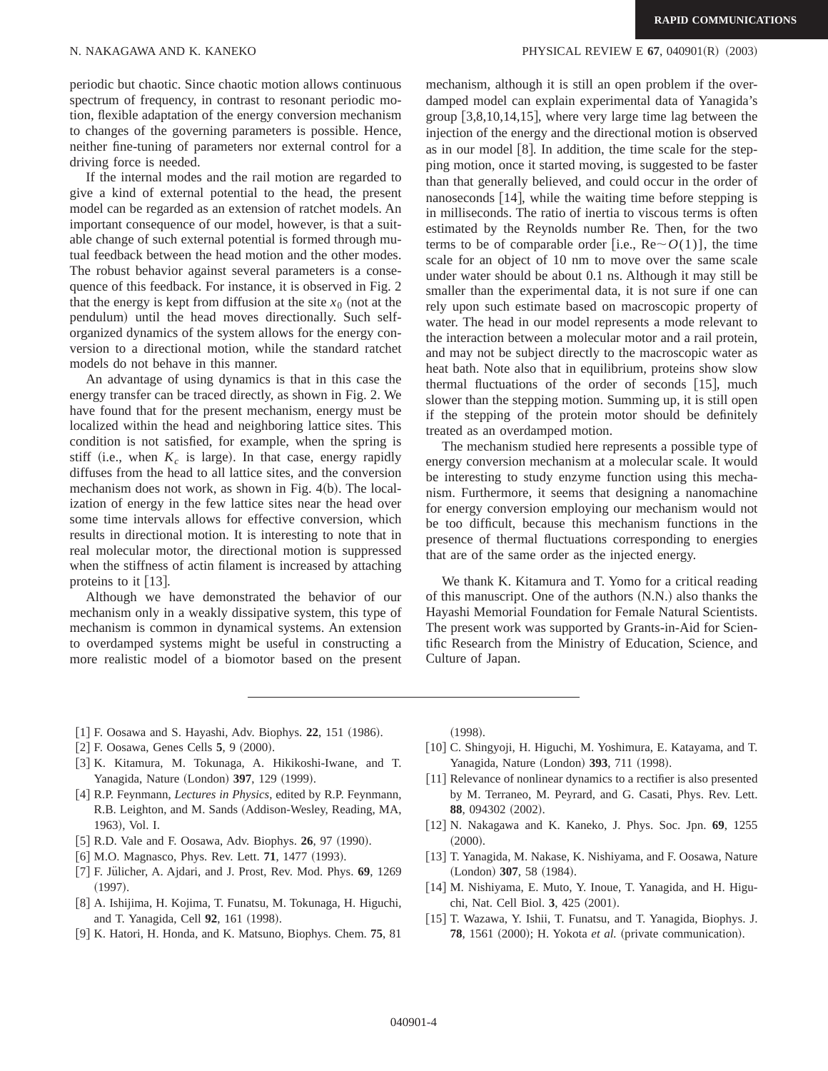periodic but chaotic. Since chaotic motion allows continuous spectrum of frequency, in contrast to resonant periodic motion, flexible adaptation of the energy conversion mechanism to changes of the governing parameters is possible. Hence, neither fine-tuning of parameters nor external control for a driving force is needed.

If the internal modes and the rail motion are regarded to give a kind of external potential to the head, the present model can be regarded as an extension of ratchet models. An important consequence of our model, however, is that a suitable change of such external potential is formed through mutual feedback between the head motion and the other modes. The robust behavior against several parameters is a consequence of this feedback. For instance, it is observed in Fig. 2 that the energy is kept from diffusion at the site $x_0$ (not at the pendulum) until the head moves directionally. Such self-organized dynamics of the system allows for the energy conversion to a directional motion, while the standard ratchet models do not behave in this manner.

An advantage of using dynamics is that in this case the energy transfer can be traced directly, as shown in Fig. 2. We have found that for the present mechanism, energy must be localized within the head and neighboring lattice sites. This condition is not satisfied, for example, when the spring is stiff (i.e., when $K_c$ is large). In that case, energy rapidly diffuses from the head to all lattice sites, and the conversion mechanism does not work, as shown in Fig. 4(b). The localization of energy in the few lattice sites near the head over some time intervals allows for effective conversion, which results in directional motion. It is interesting to note that in real molecular motor, the directional motion is suppressed when the stiffness of actin filament is increased by attaching proteins to it [13].

Although we have demonstrated the behavior of our mechanism only in a weakly dissipative system, this type of mechanism is common in dynamical systems. An extension to overdamped systems might be useful in constructing a more realistic model of a biomotor based on the present mechanism, although it is still an open problem if the overdamped model can explain experimental data of Yanagida's group [3,8,10,14,15], where very large time lag between the injection of the energy and the directional motion is observed as in our model [8]. In addition, the time scale for the stepping motion, once it started moving, is suggested to be faster than that generally believed, and could occur in the order of nanoseconds [14], while the waiting time before stepping is in milliseconds. The ratio of inertia to viscous terms is often estimated by the Reynolds number Re. Then, for the two terms to be of comparable order [i.e., Re$\sim O(1)$], the time scale for an object of 10 nm to move over the same scale under water should be about 0.1 ns. Although it may still be smaller than the experimental data, it is not sure if one can rely upon such estimate based on macroscopic property of water. The head in our model represents a mode relevant to the interaction between a molecular motor and a rail protein, and may not be subject directly to the macroscopic water as heat bath. Note also that in equilibrium, proteins show slow thermal fluctuations of the order of seconds [15], much slower than the stepping motion. Summing up, it is still open if the stepping of the protein motor should be definitely treated as an overdamped motion.

The mechanism studied here represents a possible type of energy conversion mechanism at a molecular scale. It would be interesting to study enzyme function using this mechanism. Furthermore, it seems that designing a nanomachine for energy conversion employing our mechanism would not be too difficult, because this mechanism functions in the presence of thermal fluctuations corresponding to energies that are of the same order as the injected energy.

We thank K. Kitamura and T. Yomo for a critical reading of this manuscript. One of the authors (N.N.) also thanks the Hayashi Memorial Foundation for Female Natural Scientists. The present work was supported by Grants-in-Aid for Scientific Research from the Ministry of Education, Science, and Culture of Japan.

---

[1] F. Oosawa and S. Hayashi, Adv. Biophys. **22**, 151 (1986).

[2] F. Oosawa, Genes Cells **5**, 9 (2000).

[3] K. Kitamura, M. Tokunaga, A. Hikikoshi-Iwane, and T. Yanagida, Nature (London) **397**, 129 (1999).

[4] R.P. Feynmann, *Lectures in Physics*, edited by R.P. Feynmann, R.B. Leighton, and M. Sands (Addison-Wesley, Reading, MA, 1963), Vol. I.

[5] R.D. Vale and F. Oosawa, Adv. Biophys. **26**, 97 (1990).

[6] M.O. Magnasco, Phys. Rev. Lett. **71**, 1477 (1993).

[7] F. Jülicher, A. Ajdari, and J. Prost, Rev. Mod. Phys. **69**, 1269 (1997).

[8] A. Ishijima, H. Kojima, T. Funatsu, M. Tokunaga, H. Higuchi, and T. Yanagida, Cell **92**, 161 (1998).

[9] K. Hatori, H. Honda, and K. Matsuno, Biophys. Chem. **75**, 81 (1998).

[10] C. Shingyoji, H. Higuchi, M. Yoshimura, E. Katayama, and T. Yanagida, Nature (London) **393**, 711 (1998).

[11] Relevance of nonlinear dynamics to a rectifier is also presented by M. Terraneo, M. Peyrard, and G. Casati, Phys. Rev. Lett. **88**, 094302 (2002).

[12] N. Nakagawa and K. Kaneko, J. Phys. Soc. Jpn. **69**, 1255 (2000).

[13] T. Yanagida, M. Nakase, K. Nishiyama, and F. Oosawa, Nature (London) **307**, 58 (1984).

[14] M. Nishiyama, E. Muto, Y. Inoue, T. Yanagida, and H. Higuchi, Nat. Cell Biol. **3**, 425 (2001).

[15] T. Wazawa, Y. Ishii, T. Funatsu, and T. Yanagida, Biophys. J. **78**, 1561 (2000); H. Yokota *et al.* (private communication).